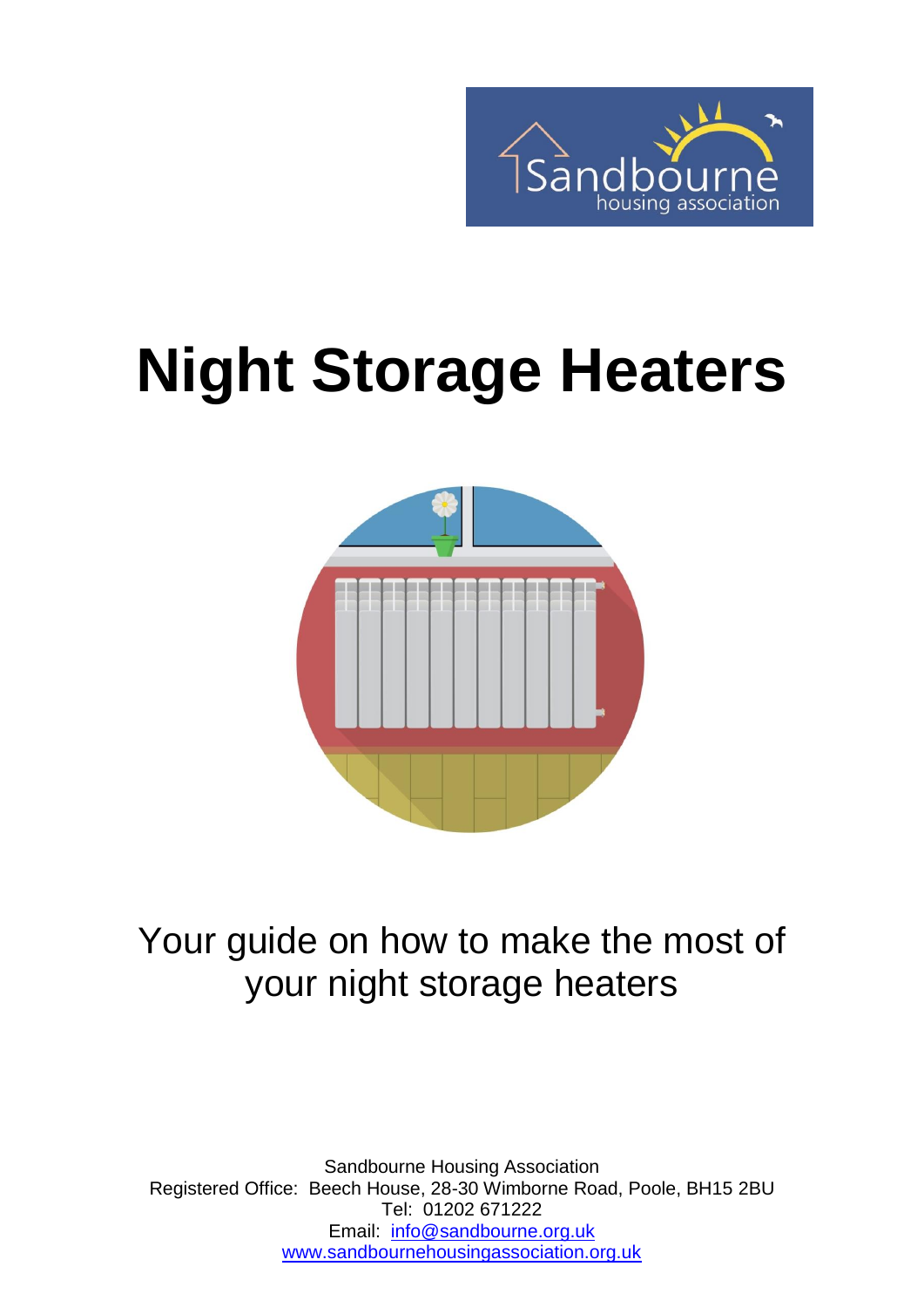# Night Storage Heaters

Your guide on how to make the most of your night storage heaters

Sandbourne Housing Association
Registered Office: Beech House, 28-30 Wimborne Road, Poole, BH15 2BU
Tel: 01202 671222
Email: info@sandbourne.org.uk
www.sandbournehousingassociation.org.uk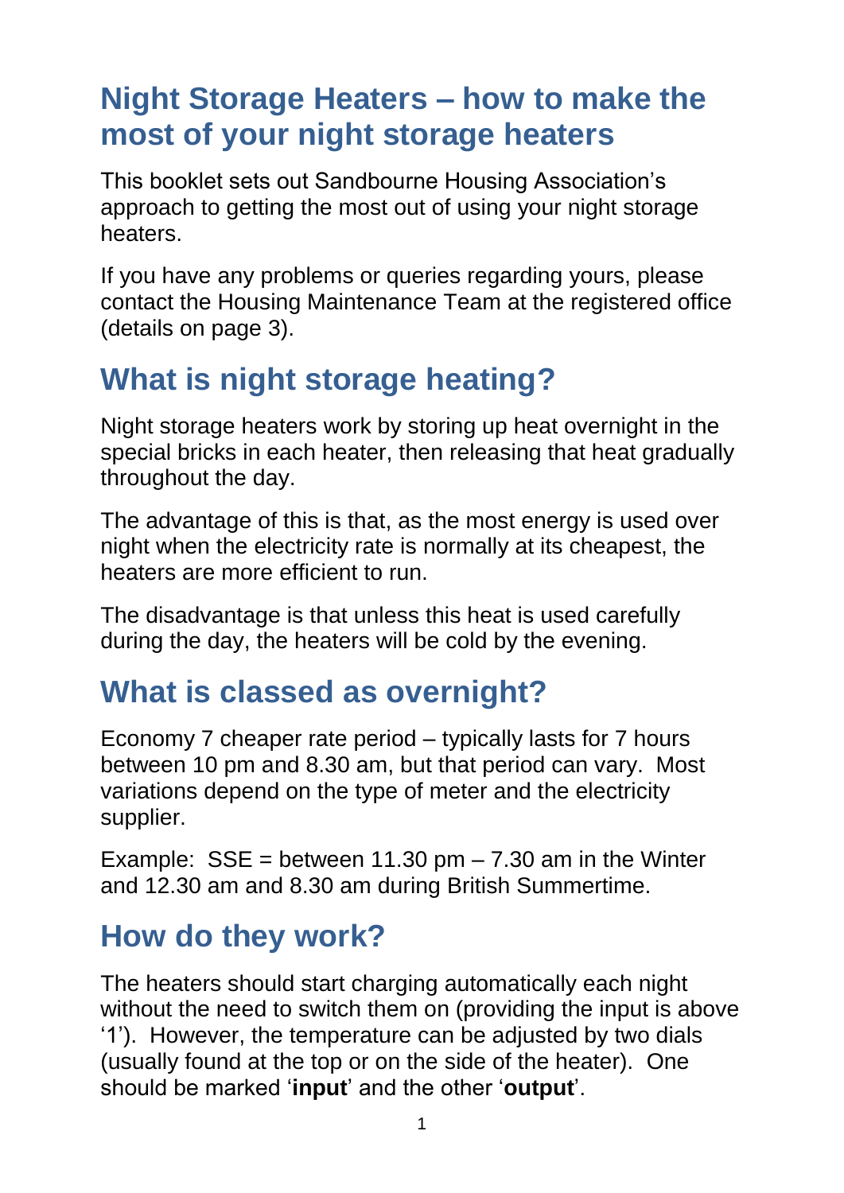# Night Storage Heaters – how to make the most of your night storage heaters

This booklet sets out Sandbourne Housing Association's approach to getting the most out of using your night storage heaters.

If you have any problems or queries regarding yours, please contact the Housing Maintenance Team at the registered office (details on page 3).

## What is night storage heating?

Night storage heaters work by storing up heat overnight in the special bricks in each heater, then releasing that heat gradually throughout the day.

The advantage of this is that, as the most energy is used over night when the electricity rate is normally at its cheapest, the heaters are more efficient to run.

The disadvantage is that unless this heat is used carefully during the day, the heaters will be cold by the evening.

## What is classed as overnight?

Economy 7 cheaper rate period – typically lasts for 7 hours between 10 pm and 8.30 am, but that period can vary. Most variations depend on the type of meter and the electricity supplier.

Example: SSE = between 11.30 pm – 7.30 am in the Winter and 12.30 am and 8.30 am during British Summertime.

## How do they work?

The heaters should start charging automatically each night without the need to switch them on (providing the input is above '1'). However, the temperature can be adjusted by two dials (usually found at the top or on the side of the heater). One should be marked '**input**' and the other '**output**'.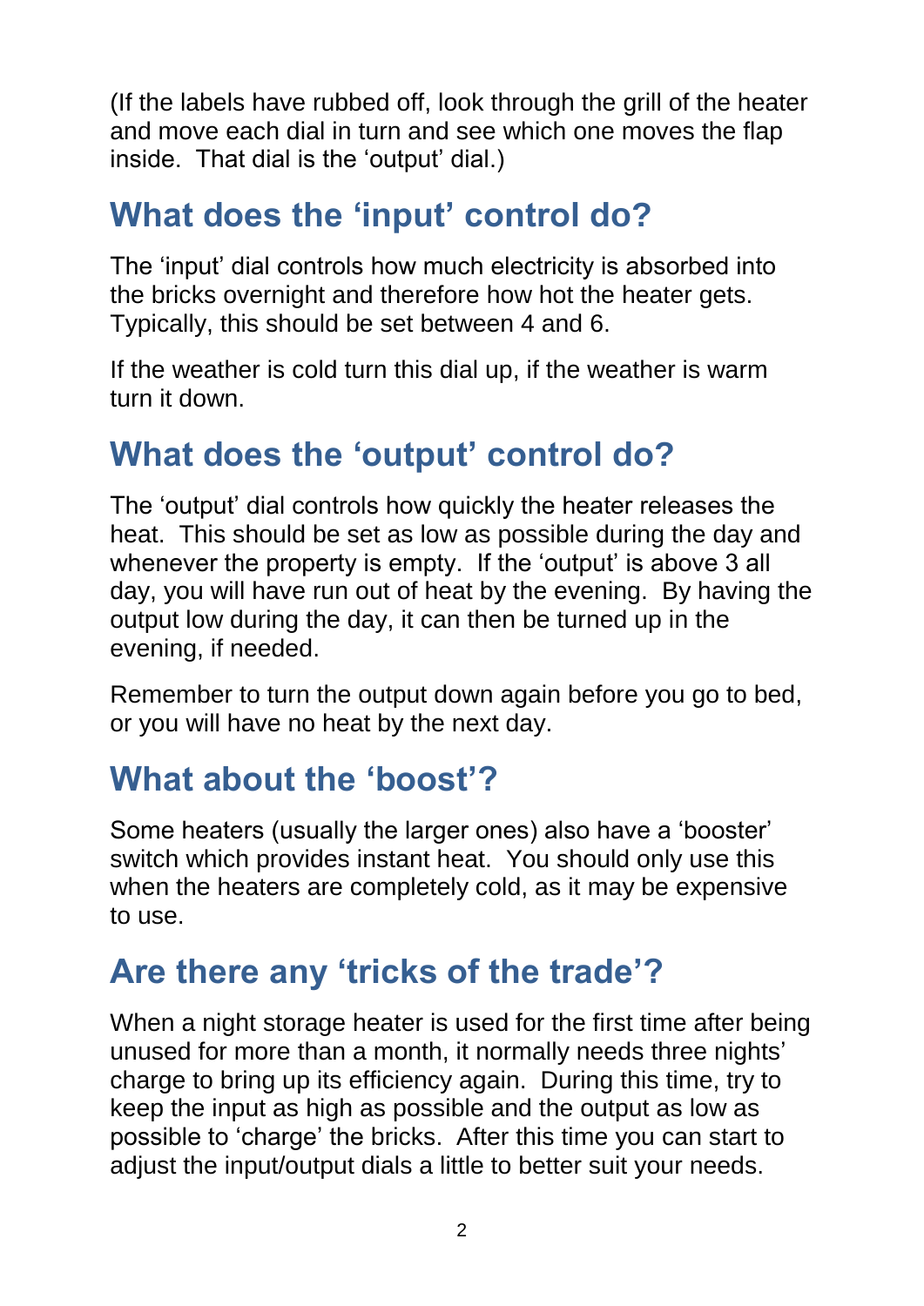(If the labels have rubbed off, look through the grill of the heater and move each dial in turn and see which one moves the flap inside. That dial is the 'output' dial.)

## What does the 'input' control do?

The 'input' dial controls how much electricity is absorbed into the bricks overnight and therefore how hot the heater gets. Typically, this should be set between 4 and 6.

If the weather is cold turn this dial up, if the weather is warm turn it down.

## What does the 'output' control do?

The 'output' dial controls how quickly the heater releases the heat. This should be set as low as possible during the day and whenever the property is empty. If the 'output' is above 3 all day, you will have run out of heat by the evening. By having the output low during the day, it can then be turned up in the evening, if needed.

Remember to turn the output down again before you go to bed, or you will have no heat by the next day.

## What about the 'boost'?

Some heaters (usually the larger ones) also have a 'booster' switch which provides instant heat. You should only use this when the heaters are completely cold, as it may be expensive to use.

## Are there any 'tricks of the trade'?

When a night storage heater is used for the first time after being unused for more than a month, it normally needs three nights' charge to bring up its efficiency again. During this time, try to keep the input as high as possible and the output as low as possible to 'charge' the bricks. After this time you can start to adjust the input/output dials a little to better suit your needs.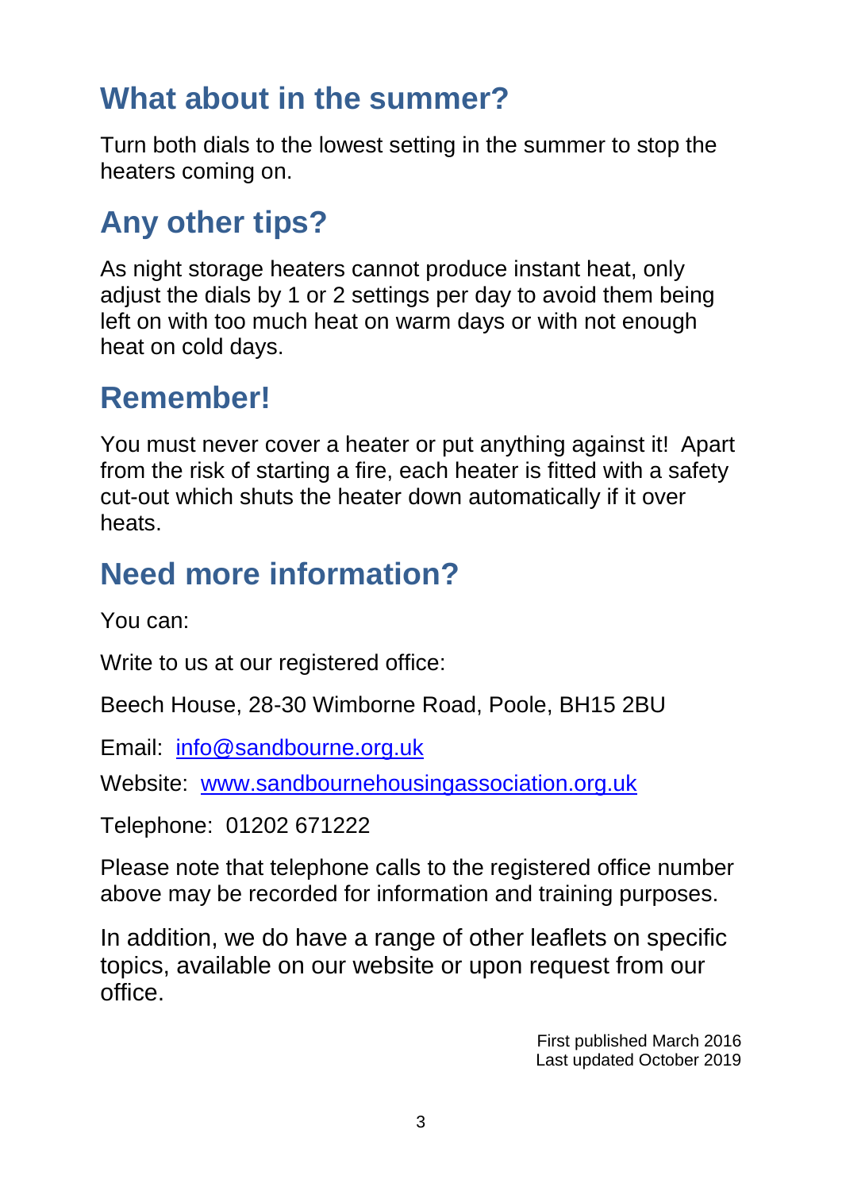## What about in the summer?

Turn both dials to the lowest setting in the summer to stop the heaters coming on.

## Any other tips?

As night storage heaters cannot produce instant heat, only adjust the dials by 1 or 2 settings per day to avoid them being left on with too much heat on warm days or with not enough heat on cold days.

## Remember!

You must never cover a heater or put anything against it! Apart from the risk of starting a fire, each heater is fitted with a safety cut-out which shuts the heater down automatically if it over heats.

## Need more information?

You can:

Write to us at our registered office:

Beech House, 28-30 Wimborne Road, Poole, BH15 2BU

Email: [info@sandbourne.org.uk](mailto:info@sandbourne.org.uk)

Website: [www.sandbournehousingassociation.org.uk](http://www.sandbournehousingassociation.org.uk)

Telephone: 01202 671222

Please note that telephone calls to the registered office number above may be recorded for information and training purposes.

In addition, we do have a range of other leaflets on specific topics, available on our website or upon request from our office.

First published March 2016
Last updated October 2019